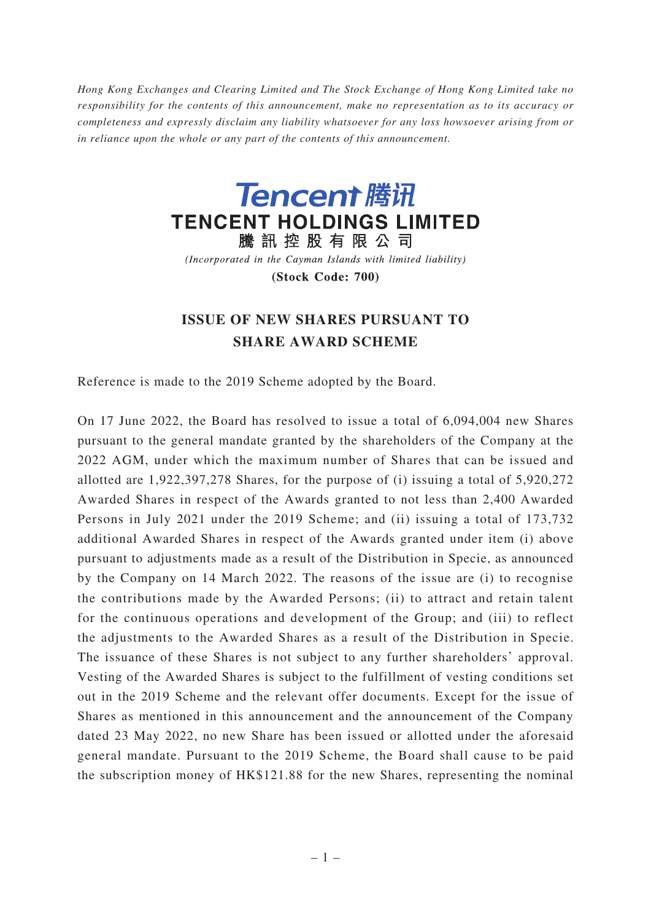*Hong Kong Exchanges and Clearing Limited and The Stock Exchange of Hong Kong Limited take no responsibility for the contents of this announcement, make no representation as to its accuracy or completeness and expressly disclaim any liability whatsoever for any loss howsoever arising from or in reliance upon the whole or any part of the contents of this announcement.*

**Tencent 腾讯**

**TENCENT HOLDINGS LIMITED**

**騰訊控股有限公司**

*(Incorporated in the Cayman Islands with limited liability)*

**(Stock Code: 700)**

# ISSUE OF NEW SHARES PURSUANT TO SHARE AWARD SCHEME

Reference is made to the 2019 Scheme adopted by the Board.

On 17 June 2022, the Board has resolved to issue a total of 6,094,004 new Shares pursuant to the general mandate granted by the shareholders of the Company at the 2022 AGM, under which the maximum number of Shares that can be issued and allotted are 1,922,397,278 Shares, for the purpose of (i) issuing a total of 5,920,272 Awarded Shares in respect of the Awards granted to not less than 2,400 Awarded Persons in July 2021 under the 2019 Scheme; and (ii) issuing a total of 173,732 additional Awarded Shares in respect of the Awards granted under item (i) above pursuant to adjustments made as a result of the Distribution in Specie, as announced by the Company on 14 March 2022. The reasons of the issue are (i) to recognise the contributions made by the Awarded Persons; (ii) to attract and retain talent for the continuous operations and development of the Group; and (iii) to reflect the adjustments to the Awarded Shares as a result of the Distribution in Specie. The issuance of these Shares is not subject to any further shareholders' approval. Vesting of the Awarded Shares is subject to the fulfillment of vesting conditions set out in the 2019 Scheme and the relevant offer documents. Except for the issue of Shares as mentioned in this announcement and the announcement of the Company dated 23 May 2022, no new Share has been issued or allotted under the aforesaid general mandate. Pursuant to the 2019 Scheme, the Board shall cause to be paid the subscription money of HK$121.88 for the new Shares, representing the nominal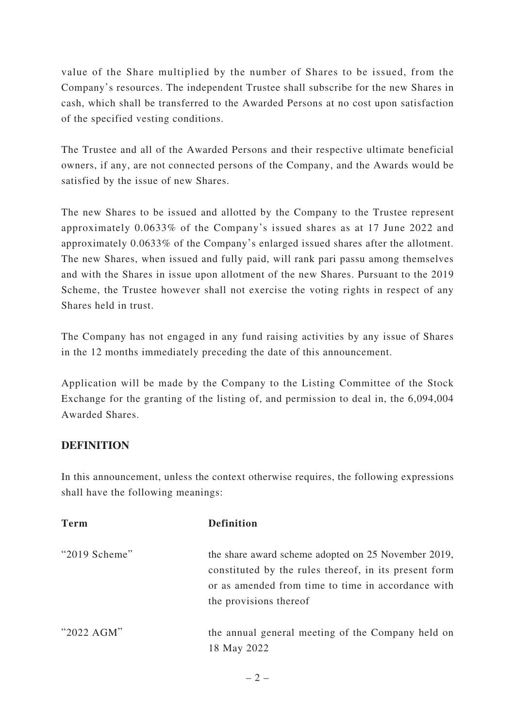value of the Share multiplied by the number of Shares to be issued, from the Company's resources. The independent Trustee shall subscribe for the new Shares in cash, which shall be transferred to the Awarded Persons at no cost upon satisfaction of the specified vesting conditions.

The Trustee and all of the Awarded Persons and their respective ultimate beneficial owners, if any, are not connected persons of the Company, and the Awards would be satisfied by the issue of new Shares.

The new Shares to be issued and allotted by the Company to the Trustee represent approximately 0.0633% of the Company's issued shares as at 17 June 2022 and approximately 0.0633% of the Company's enlarged issued shares after the allotment. The new Shares, when issued and fully paid, will rank pari passu among themselves and with the Shares in issue upon allotment of the new Shares. Pursuant to the 2019 Scheme, the Trustee however shall not exercise the voting rights in respect of any Shares held in trust.

The Company has not engaged in any fund raising activities by any issue of Shares in the 12 months immediately preceding the date of this announcement.

Application will be made by the Company to the Listing Committee of the Stock Exchange for the granting of the listing of, and permission to deal in, the 6,094,004 Awarded Shares.

## DEFINITION

In this announcement, unless the context otherwise requires, the following expressions shall have the following meanings:

| Term | Definition |
|---|---|
| "2019 Scheme" | the share award scheme adopted on 25 November 2019, constituted by the rules thereof, in its present form or as amended from time to time in accordance with the provisions thereof |
| "2022 AGM" | the annual general meeting of the Company held on 18 May 2022 |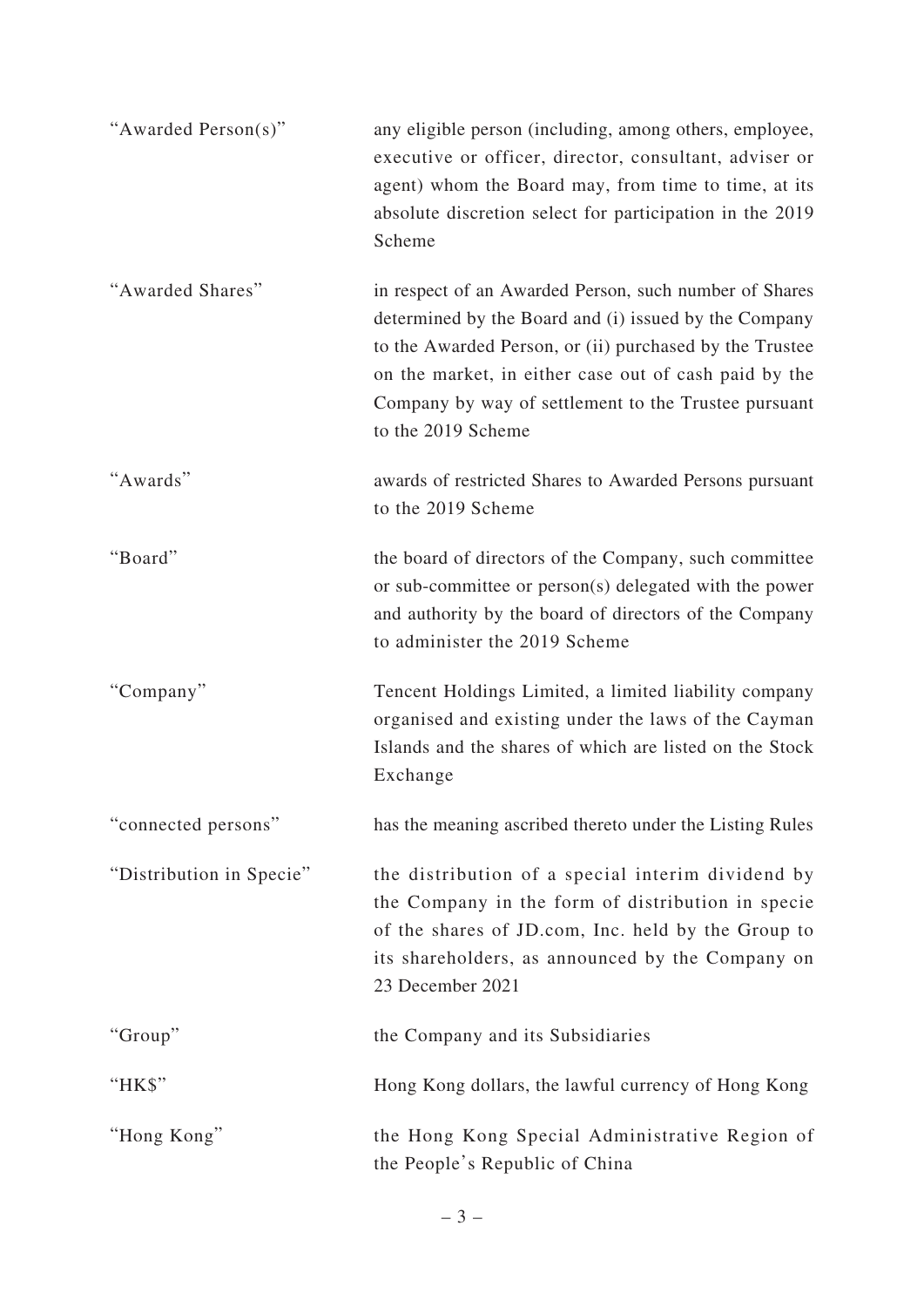| | |
|---|---|
| "Awarded Person(s)" | any eligible person (including, among others, employee, executive or officer, director, consultant, adviser or agent) whom the Board may, from time to time, at its absolute discretion select for participation in the 2019 Scheme |
| "Awarded Shares" | in respect of an Awarded Person, such number of Shares determined by the Board and (i) issued by the Company to the Awarded Person, or (ii) purchased by the Trustee on the market, in either case out of cash paid by the Company by way of settlement to the Trustee pursuant to the 2019 Scheme |
| "Awards" | awards of restricted Shares to Awarded Persons pursuant to the 2019 Scheme |
| "Board" | the board of directors of the Company, such committee or sub-committee or person(s) delegated with the power and authority by the board of directors of the Company to administer the 2019 Scheme |
| "Company" | Tencent Holdings Limited, a limited liability company organised and existing under the laws of the Cayman Islands and the shares of which are listed on the Stock Exchange |
| "connected persons" | has the meaning ascribed thereto under the Listing Rules |
| "Distribution in Specie" | the distribution of a special interim dividend by the Company in the form of distribution in specie of the shares of JD.com, Inc. held by the Group to its shareholders, as announced by the Company on 23 December 2021 |
| "Group" | the Company and its Subsidiaries |
| "HK$" | Hong Kong dollars, the lawful currency of Hong Kong |
| "Hong Kong" | the Hong Kong Special Administrative Region of the People's Republic of China |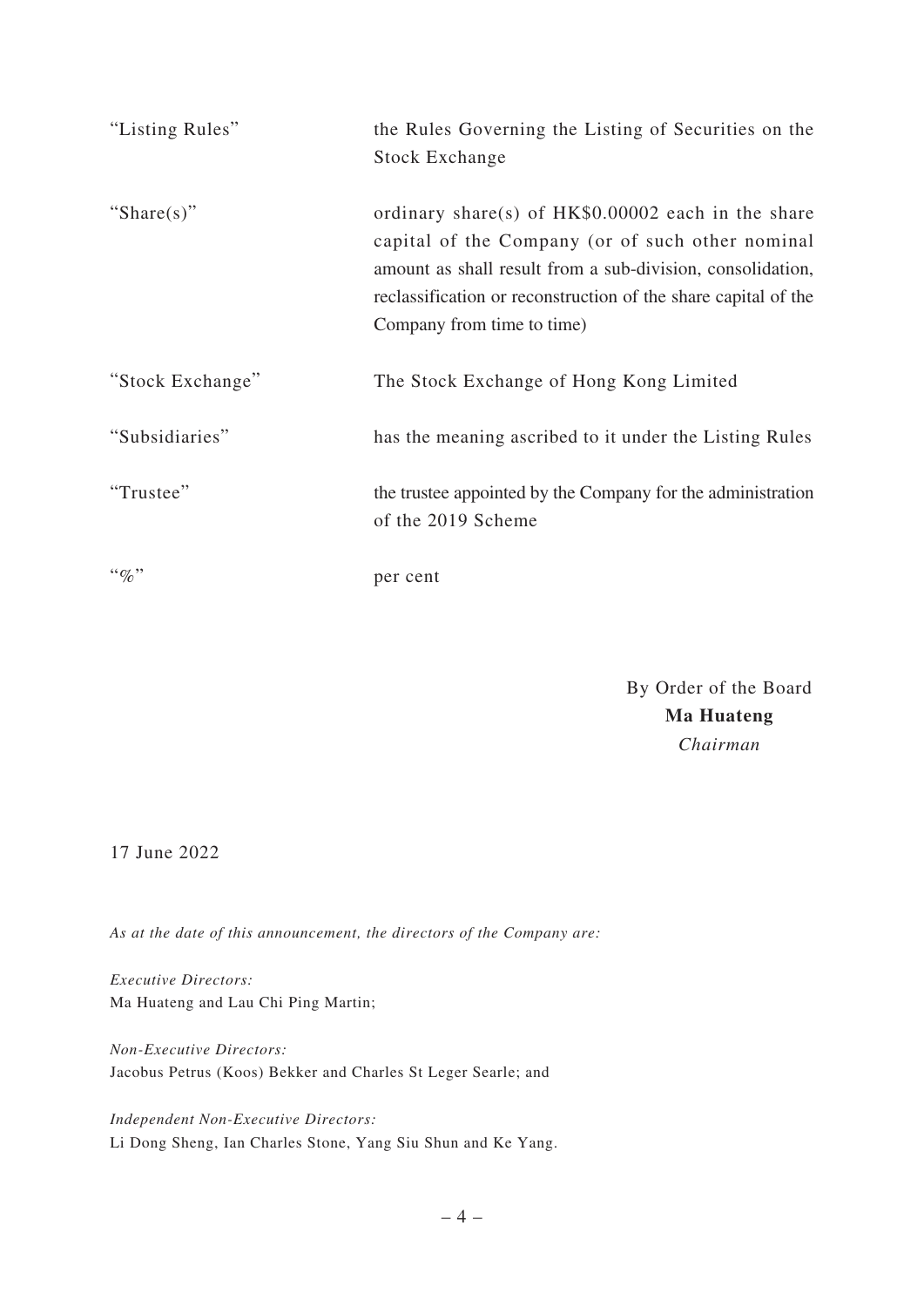| | |
|---|---|
| "Listing Rules" | the Rules Governing the Listing of Securities on the Stock Exchange |
| "Share(s)" | ordinary share(s) of HK$0.00002 each in the share capital of the Company (or of such other nominal amount as shall result from a sub-division, consolidation, reclassification or reconstruction of the share capital of the Company from time to time) |
| "Stock Exchange" | The Stock Exchange of Hong Kong Limited |
| "Subsidiaries" | has the meaning ascribed to it under the Listing Rules |
| "Trustee" | the trustee appointed by the Company for the administration of the 2019 Scheme |
| "%" | per cent |

By Order of the Board
**Ma Huateng**
*Chairman*

17 June 2022

*As at the date of this announcement, the directors of the Company are:*

*Executive Directors:*
Ma Huateng and Lau Chi Ping Martin;

*Non-Executive Directors:*
Jacobus Petrus (Koos) Bekker and Charles St Leger Searle; and

*Independent Non-Executive Directors:*
Li Dong Sheng, Ian Charles Stone, Yang Siu Shun and Ke Yang.